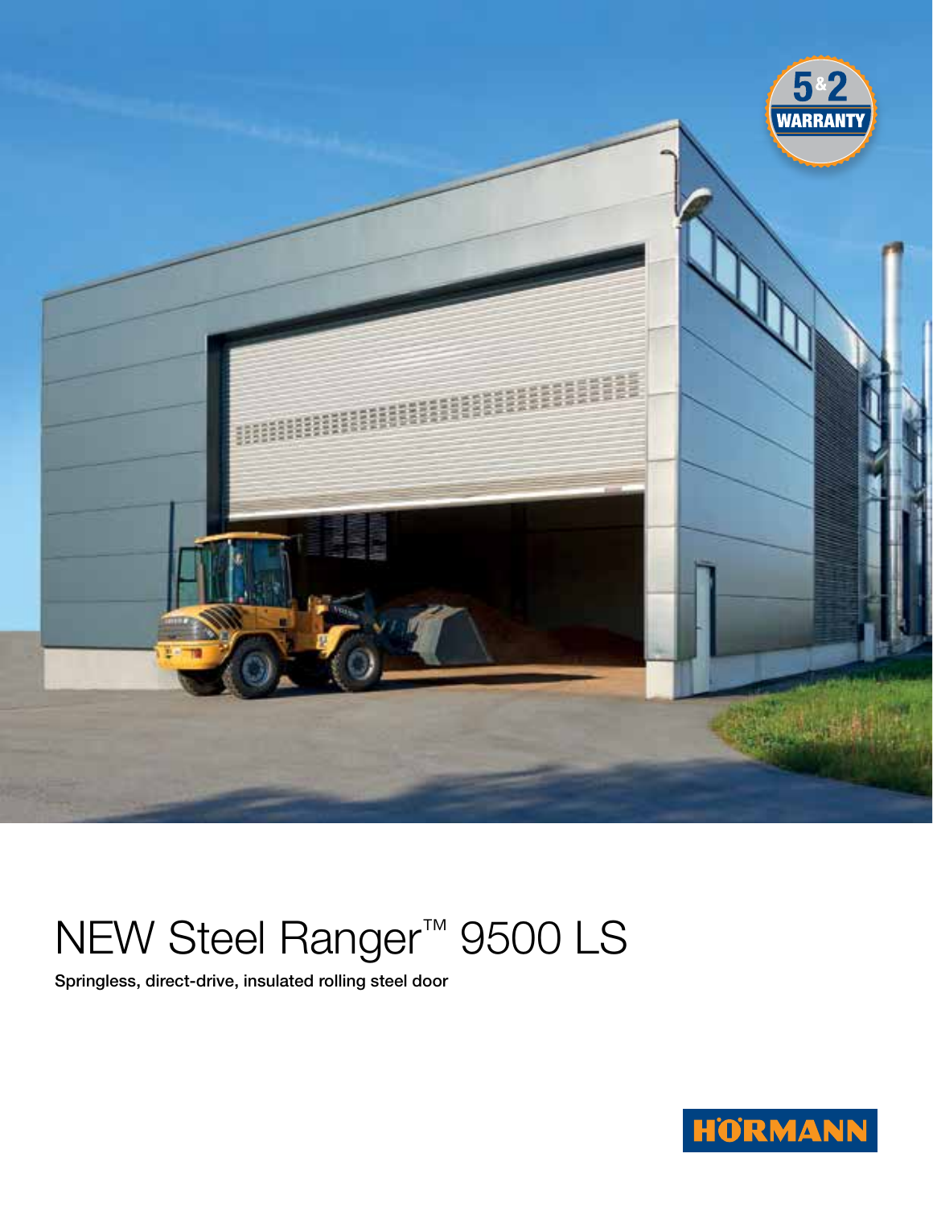# NEW Steel Ranger™ 9500 LS

**Springless, direct-drive, insulated rolling steel door**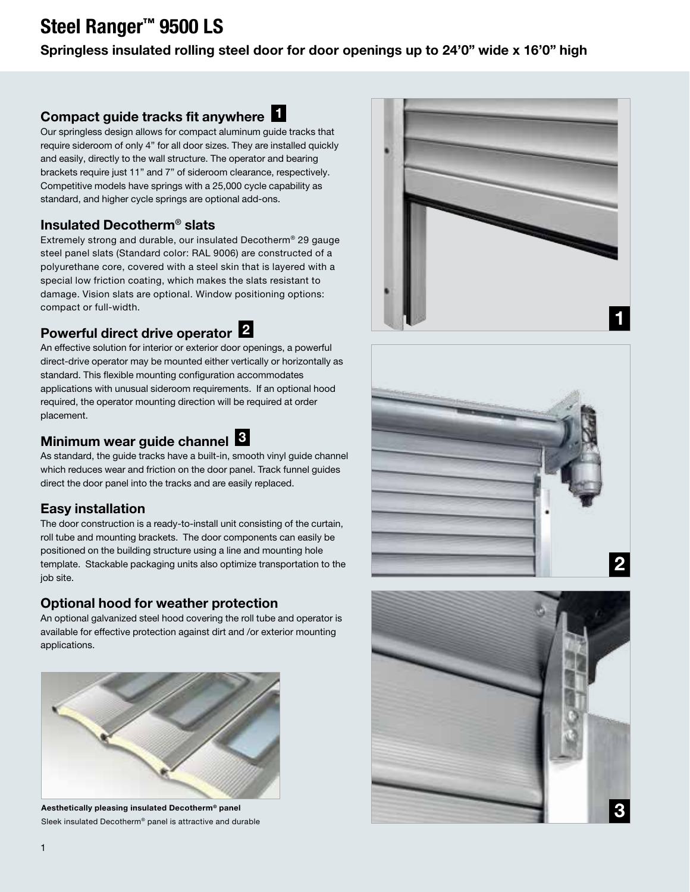# Steel Ranger™ 9500 LS

**Springless insulated rolling steel door for door openings up to 24'0" wide x 16'0" high**

## Compact guide tracks fit anywhere 1

Our springless design allows for compact aluminum guide tracks that require sideroom of only 4" for all door sizes. They are installed quickly and easily, directly to the wall structure. The operator and bearing brackets require just 11" and 7" of sideroom clearance, respectively. Competitive models have springs with a 25,000 cycle capability as standard, and higher cycle springs are optional add-ons.

## Insulated Decotherm® slats

Extremely strong and durable, our insulated Decotherm® 29 gauge steel panel slats (Standard color: RAL 9006) are constructed of a polyurethane core, covered with a steel skin that is layered with a special low friction coating, which makes the slats resistant to damage. Vision slats are optional. Window positioning options: compact or full-width.

## Powerful direct drive operator 2

An effective solution for interior or exterior door openings, a powerful direct-drive operator may be mounted either vertically or horizontally as standard. This flexible mounting configuration accommodates applications with unusual sideroom requirements. If an optional hood required, the operator mounting direction will be required at order placement.

## Minimum wear guide channel 3

As standard, the guide tracks have a built-in, smooth vinyl guide channel which reduces wear and friction on the door panel. Track funnel guides direct the door panel into the tracks and are easily replaced.

## Easy installation

The door construction is a ready-to-install unit consisting of the curtain, roll tube and mounting brackets. The door components can easily be positioned on the building structure using a line and mounting hole template. Stackable packaging units also optimize transportation to the job site.

## Optional hood for weather protection

An optional galvanized steel hood covering the roll tube and operator is available for effective protection against dirt and /or exterior mounting applications.

**Aesthetically pleasing insulated Decotherm® panel**
Sleek insulated Decotherm® panel is attractive and durable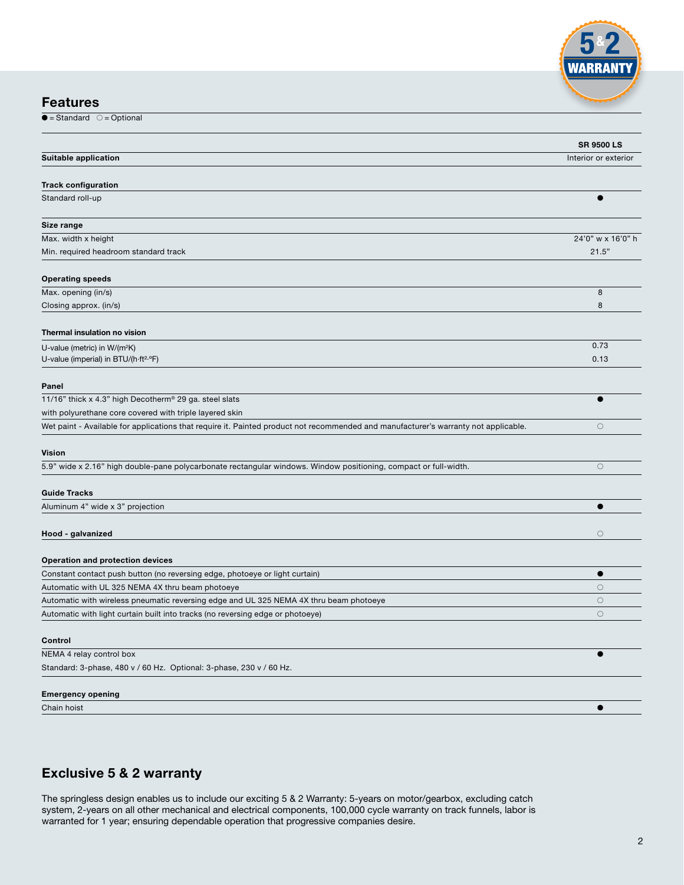## Features

● = Standard ○ = Optional

| | SR 9500 LS |
|---|---|
| **Suitable application** | Interior or exterior |
| **Track configuration** | |
| Standard roll-up | ● |
| **Size range** | |
| Max. width x height | 24'0" w x 16'0" h |
| Min. required headroom standard track | 21.5" |
| **Operating speeds** | |
| Max. opening (in/s) | 8 |
| Closing approx. (in/s) | 8 |
| **Thermal insulation no vision** | |
| U-value (metric) in W/(m²K) | 0.73 |
| U-value (imperial) in BTU/(h·ft²·°F) | 0.13 |
| **Panel** | |
| 11/16" thick x 4.3" high Decotherm® 29 ga. steel slats with polyurethane core covered with triple layered skin | ● |
| Wet paint - Available for applications that require it. Painted product not recommended and manufacturer's warranty not applicable. | ○ |
| **Vision** | |
| 5.9" wide x 2.16" high double-pane polycarbonate rectangular windows. Window positioning, compact or full-width. | ○ |
| **Guide Tracks** | |
| Aluminum 4" wide x 3" projection | ● |
| **Hood - galvanized** | ○ |
| **Operation and protection devices** | |
| Constant contact push button (no reversing edge, photoeye or light curtain) | ● |
| Automatic with UL 325 NEMA 4X thru beam photoeye | ○ |
| Automatic with wireless pneumatic reversing edge and UL 325 NEMA 4X thru beam photoeye | ○ |
| Automatic with light curtain built into tracks (no reversing edge or photoeye) | ○ |
| **Control** | |
| NEMA 4 relay control box<br>Standard: 3-phase, 480 v / 60 Hz. Optional: 3-phase, 230 v / 60 Hz. | ● |
| **Emergency opening** | |
| Chain hoist | ● |

## Exclusive 5 & 2 warranty

The springless design enables us to include our exciting 5 & 2 Warranty: 5-years on motor/gearbox, excluding catch system, 2-years on all other mechanical and electrical components, 100,000 cycle warranty on track funnels, labor is warranted for 1 year; ensuring dependable operation that progressive companies desire.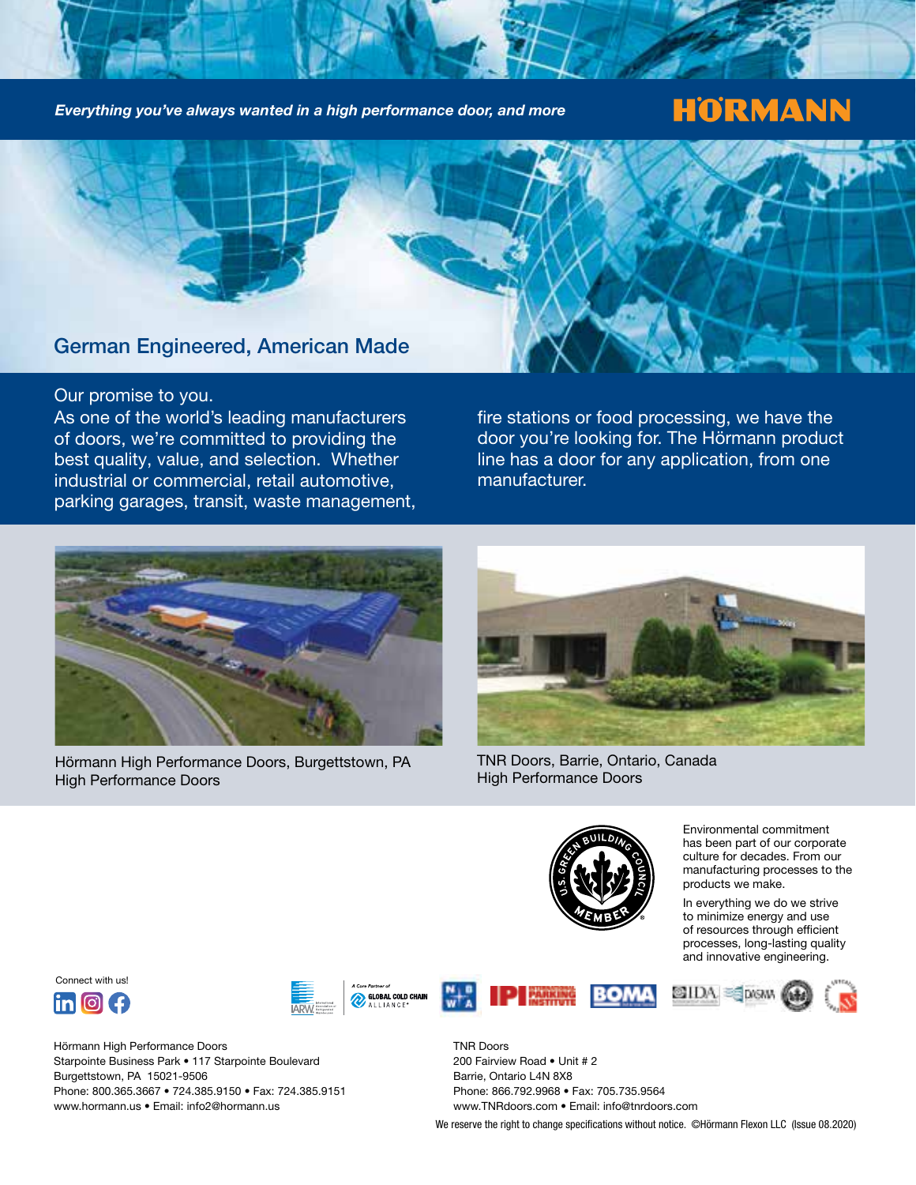*Everything you've always wanted in a high performance door, and more*

HÖRMANN

## German Engineered, American Made

Our promise to you.
As one of the world's leading manufacturers of doors, we're committed to providing the best quality, value, and selection. Whether industrial or commercial, retail automotive, parking garages, transit, waste management, fire stations or food processing, we have the door you're looking for. The Hörmann product line has a door for any application, from one manufacturer.

Hörmann High Performance Doors, Burgettstown, PA
High Performance Doors

TNR Doors, Barrie, Ontario, Canada
High Performance Doors

Environmental commitment has been part of our corporate culture for decades. From our manufacturing processes to the products we make.

In everything we do we strive to minimize energy and use of resources through efficient processes, long-lasting quality and innovative engineering.

Connect with us!

Hörmann High Performance Doors
Starpointe Business Park • 117 Starpointe Boulevard
Burgettstown, PA 15021-9506
Phone: 800.365.3667 • 724.385.9150 • Fax: 724.385.9151
www.hormann.us • Email: info2@hormann.us

TNR Doors
200 Fairview Road • Unit # 2
Barrie, Ontario L4N 8X8
Phone: 866.792.9968 • Fax: 705.735.9564
www.TNRdoors.com • Email: info@tnrdoors.com

We reserve the right to change specifications without notice. ©Hörmann Flexon LLC (Issue 08.2020)